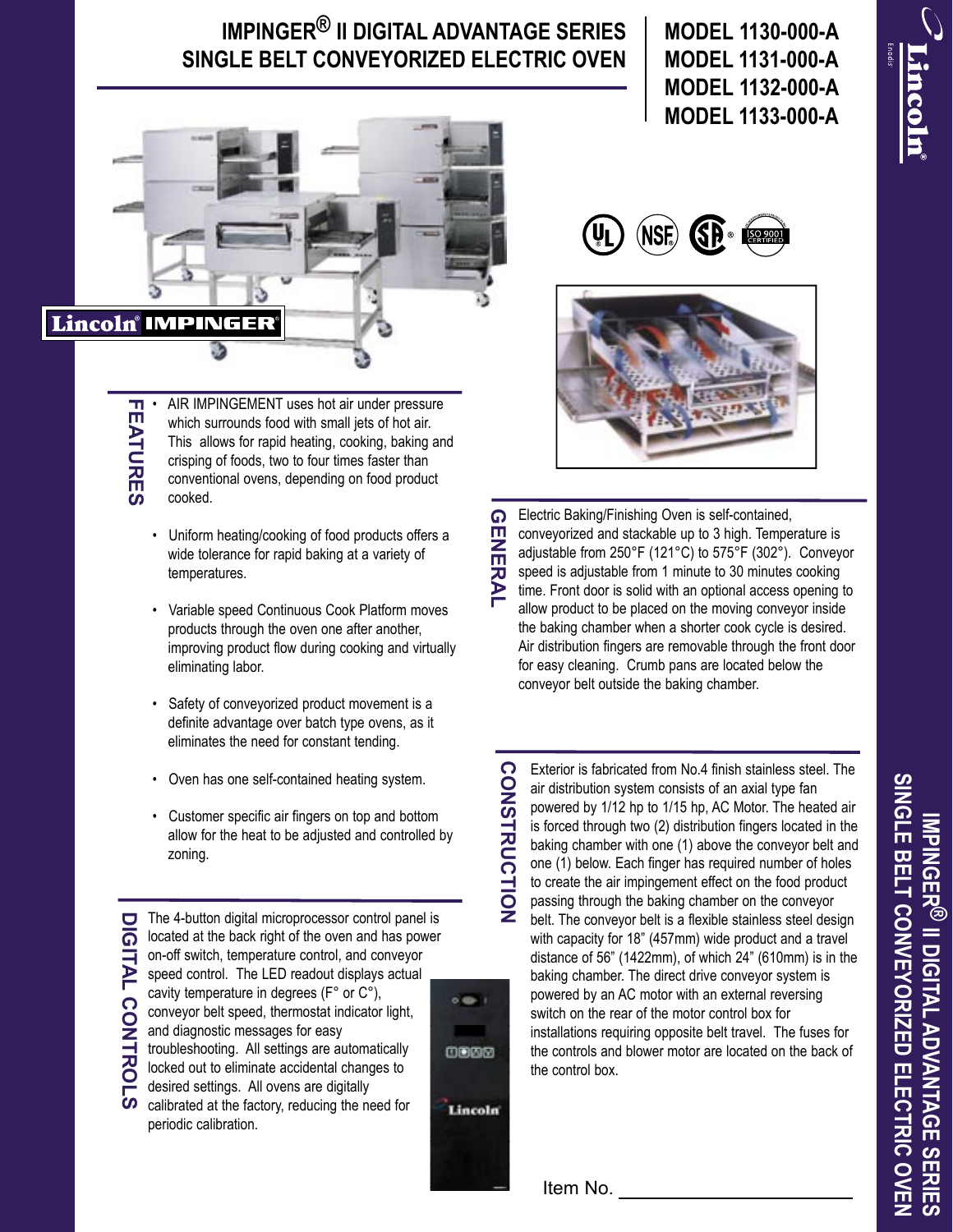# IMPINGER® II DIGITAL ADVANTAGE SERIES
# SINGLE BELT CONVEYORIZED ELECTRIC OVEN

**MODEL 1130-000-A**
**MODEL 1131-000-A**
**MODEL 1132-000-A**
**MODEL 1133-000-A**

## FEATURES

- AIR IMPINGEMENT uses hot air under pressure which surrounds food with small jets of hot air. This allows for rapid heating, cooking, baking and crisping of foods, two to four times faster than conventional ovens, depending on food product cooked.
- Uniform heating/cooking of food products offers a wide tolerance for rapid baking at a variety of temperatures.
- Variable speed Continuous Cook Platform moves products through the oven one after another, improving product flow during cooking and virtually eliminating labor.
- Safety of conveyorized product movement is a definite advantage over batch type ovens, as it eliminates the need for constant tending.
- Oven has one self-contained heating system.
- Customer specific air fingers on top and bottom allow for the heat to be adjusted and controlled by zoning.

## DIGITAL CONTROLS

The 4-button digital microprocessor control panel is located at the back right of the oven and has power on-off switch, temperature control, and conveyor speed control. The LED readout displays actual cavity temperature in degrees (F° or C°), conveyor belt speed, thermostat indicator light, and diagnostic messages for easy troubleshooting. All settings are automatically locked out to eliminate accidental changes to desired settings. All ovens are digitally calibrated at the factory, reducing the need for periodic calibration.

## GENERAL

Electric Baking/Finishing Oven is self-contained, conveyorized and stackable up to 3 high. Temperature is adjustable from 250°F (121°C) to 575°F (302°). Conveyor speed is adjustable from 1 minute to 30 minutes cooking time. Front door is solid with an optional access opening to allow product to be placed on the moving conveyor inside the baking chamber when a shorter cook cycle is desired. Air distribution fingers are removable through the front door for easy cleaning. Crumb pans are located below the conveyor belt outside the baking chamber.

## CONSTRUCTION

Exterior is fabricated from No.4 finish stainless steel. The air distribution system consists of an axial type fan powered by 1/12 hp to 1/15 hp, AC Motor. The heated air is forced through two (2) distribution fingers located in the baking chamber with one (1) above the conveyor belt and one (1) below. Each finger has required number of holes to create the air impingement effect on the food product passing through the baking chamber on the conveyor belt. The conveyor belt is a flexible stainless steel design with capacity for 18" (457mm) wide product and a travel distance of 56" (1422mm), of which 24" (610mm) is in the baking chamber. The direct drive conveyor system is powered by an AC motor with an external reversing switch on the rear of the motor control box for installations requiring opposite belt travel. The fuses for the controls and blower motor are located on the back of the control box.

Item No. ____________________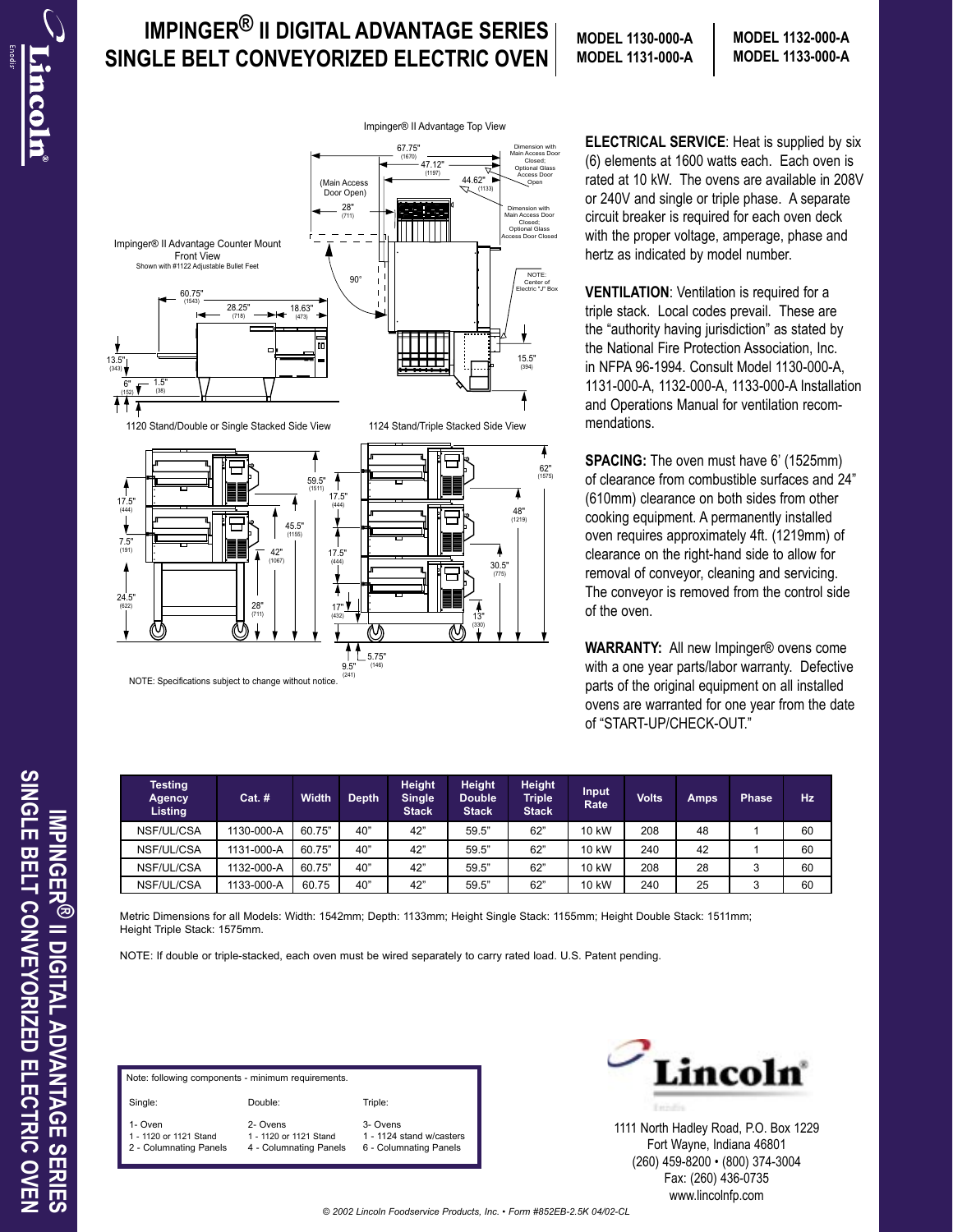# IMPINGER® II DIGITAL ADVANTAGE SERIES SINGLE BELT CONVEYORIZED ELECTRIC OVEN

**MODEL 1130-000-A**
**MODEL 1131-000-A**

**MODEL 1132-000-A**
**MODEL 1133-000-A**

Impinger® II Advantage Top View

Impinger® II Advantage Counter Mount Front View
Shown with #1122 Adjustable Bullet Feet

1120 Stand/Double or Single Stacked Side View

1124 Stand/Triple Stacked Side View

NOTE: Specifications subject to change without notice.

**ELECTRICAL SERVICE**: Heat is supplied by six (6) elements at 1600 watts each. Each oven is rated at 10 kW. The ovens are available in 208V or 240V and single or triple phase. A separate circuit breaker is required for each oven deck with the proper voltage, amperage, phase and hertz as indicated by model number.

**VENTILATION**: Ventilation is required for a triple stack. Local codes prevail. These are the "authority having jurisdiction" as stated by the National Fire Protection Association, Inc. in NFPA 96-1994. Consult Model 1130-000-A, 1131-000-A, 1132-000-A, 1133-000-A Installation and Operations Manual for ventilation recommendations.

**SPACING:** The oven must have 6' (1525mm) of clearance from combustible surfaces and 24" (610mm) clearance on both sides from other cooking equipment. A permanently installed oven requires approximately 4ft. (1219mm) of clearance on the right-hand side to allow for removal of conveyor, cleaning and servicing. The conveyor is removed from the control side of the oven.

**WARRANTY:** All new Impinger® ovens come with a one year parts/labor warranty. Defective parts of the original equipment on all installed ovens are warranted for one year from the date of "START-UP/CHECK-OUT."

| Testing Agency Listing | Cat. # | Width | Depth | Height Single Stack | Height Double Stack | Height Triple Stack | Input Rate | Volts | Amps | Phase | Hz |
|---|---|---|---|---|---|---|---|---|---|---|---|
| NSF/UL/CSA | 1130-000-A | 60.75" | 40" | 42" | 59.5" | 62" | 10 kW | 208 | 48 | 1 | 60 |
| NSF/UL/CSA | 1131-000-A | 60.75" | 40" | 42" | 59.5" | 62" | 10 kW | 240 | 42 | 1 | 60 |
| NSF/UL/CSA | 1132-000-A | 60.75" | 40" | 42" | 59.5" | 62" | 10 kW | 208 | 28 | 3 | 60 |
| NSF/UL/CSA | 1133-000-A | 60.75 | 40" | 42" | 59.5" | 62" | 10 kW | 240 | 25 | 3 | 60 |

Metric Dimensions for all Models: Width: 1542mm; Depth: 1133mm; Height Single Stack: 1155mm; Height Double Stack: 1511mm; Height Triple Stack: 1575mm.

NOTE: If double or triple-stacked, each oven must be wired separately to carry rated load. U.S. Patent pending.

Note: following components - minimum requirements.

| Single: | Double: | Triple: |
|---|---|---|
| 1- Oven | 2- Ovens | 3- Ovens |
| 1 - 1120 or 1121 Stand | 1 - 1120 or 1121 Stand | 1 - 1124 stand w/casters |
| 2 - Columnating Panels | 4 - Columnating Panels | 6 - Columnating Panels |

Lincoln

1111 North Hadley Road, P.O. Box 1229
Fort Wayne, Indiana 46801
(260) 459-8200 • (800) 374-3004
Fax: (260) 436-0735
www.lincolnfp.com

© 2002 Lincoln Foodservice Products, Inc. • Form #852EB-2.5K 04/02-CL